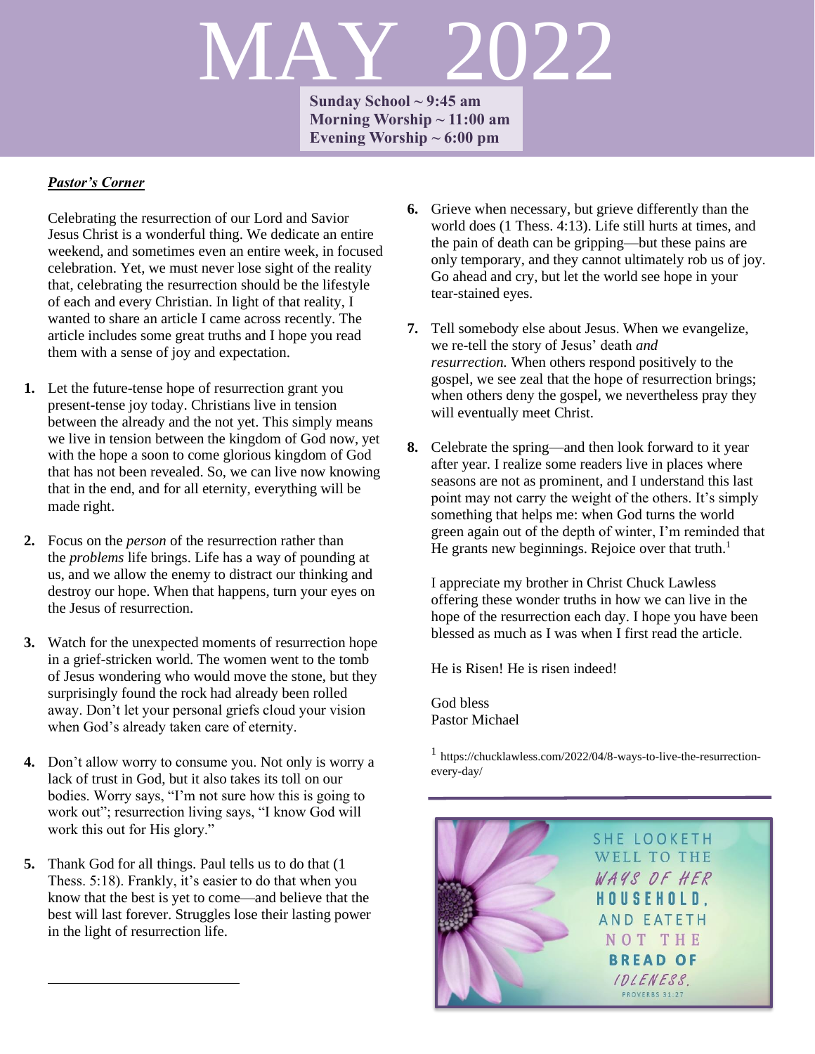# MAY 2022

**Sunday School ~ 9:45 am**
**Morning Worship ~ 11:00 am**
**Evening Worship ~ 6:00 pm**

***Pastor's Corner***

Celebrating the resurrection of our Lord and Savior Jesus Christ is a wonderful thing. We dedicate an entire weekend, and sometimes even an entire week, in focused celebration. Yet, we must never lose sight of the reality that, celebrating the resurrection should be the lifestyle of each and every Christian. In light of that reality, I wanted to share an article I came across recently. The article includes some great truths and I hope you read them with a sense of joy and expectation.

1. Let the future-tense hope of resurrection grant you present-tense joy today. Christians live in tension between the already and the not yet. This simply means we live in tension between the kingdom of God now, yet with the hope a soon to come glorious kingdom of God that has not been revealed. So, we can live now knowing that in the end, and for all eternity, everything will be made right.

2. Focus on the *person* of the resurrection rather than the *problems* life brings. Life has a way of pounding at us, and we allow the enemy to distract our thinking and destroy our hope. When that happens, turn your eyes on the Jesus of resurrection.

3. Watch for the unexpected moments of resurrection hope in a grief-stricken world. The women went to the tomb of Jesus wondering who would move the stone, but they surprisingly found the rock had already been rolled away. Don't let your personal griefs cloud your vision when God's already taken care of eternity.

4. Don't allow worry to consume you. Not only is worry a lack of trust in God, but it also takes its toll on our bodies. Worry says, "I'm not sure how this is going to work out"; resurrection living says, "I know God will work this out for His glory."

5. Thank God for all things. Paul tells us to do that (1 Thess. 5:18). Frankly, it's easier to do that when you know that the best is yet to come—and believe that the best will last forever. Struggles lose their lasting power in the light of resurrection life.

6. Grieve when necessary, but grieve differently than the world does (1 Thess. 4:13). Life still hurts at times, and the pain of death can be gripping—but these pains are only temporary, and they cannot ultimately rob us of joy. Go ahead and cry, but let the world see hope in your tear-stained eyes.

7. Tell somebody else about Jesus. When we evangelize, we re-tell the story of Jesus' death *and resurrection.* When others respond positively to the gospel, we see zeal that the hope of resurrection brings; when others deny the gospel, we nevertheless pray they will eventually meet Christ.

8. Celebrate the spring—and then look forward to it year after year. I realize some readers live in places where seasons are not as prominent, and I understand this last point may not carry the weight of the others. It's simply something that helps me: when God turns the world green again out of the depth of winter, I'm reminded that He grants new beginnings. Rejoice over that truth.[1]

I appreciate my brother in Christ Chuck Lawless offering these wonder truths in how we can live in the hope of the resurrection each day. I hope you have been blessed as much as I was when I first read the article.

He is Risen! He is risen indeed!

God bless
Pastor Michael

[1] https://chucklawless.com/2022/04/8-ways-to-live-the-resurrection-every-day/

SHE LOOKETH WELL TO THE *WAYS OF HER* **HOUSEHOLD,** AND EATETH NOT THE **BREAD OF** *IDLENESS.*
PROVERBS 31:27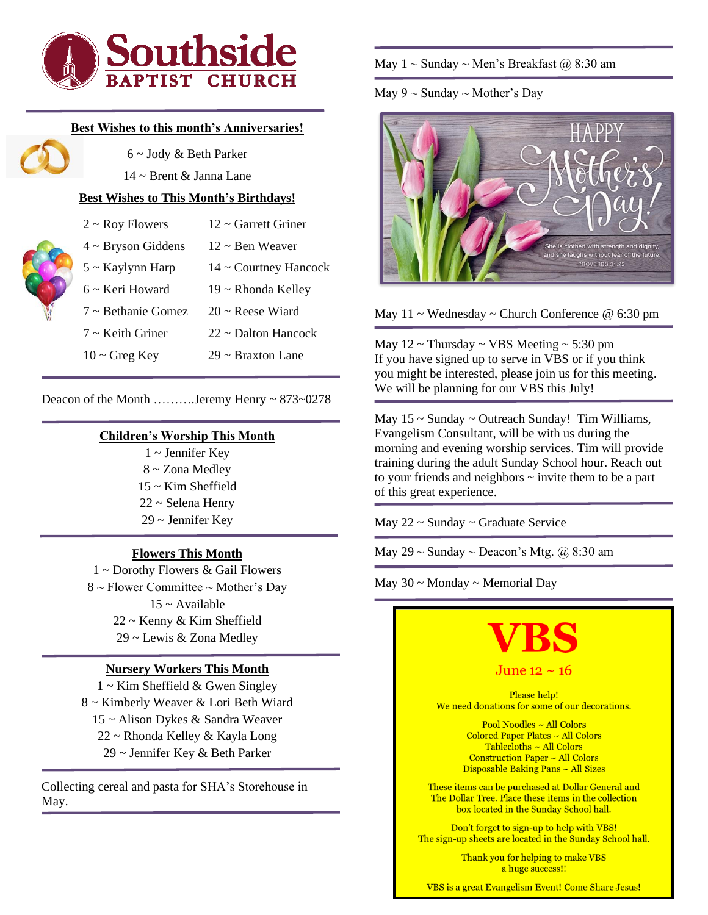# Southside Baptist Church

**Best Wishes to this month's Anniversaries!**

6 ~ Jody & Beth Parker
14 ~ Brent & Janna Lane

**Best Wishes to This Month's Birthdays!**

2 ~ Roy Flowers
4 ~ Bryson Giddens
5 ~ Kaylynn Harp
6 ~ Keri Howard
7 ~ Bethanie Gomez
7 ~ Keith Griner
10 ~ Greg Key
12 ~ Garrett Griner
12 ~ Ben Weaver
14 ~ Courtney Hancock
19 ~ Rhonda Kelley
20 ~ Reese Wiard
22 ~ Dalton Hancock
29 ~ Braxton Lane

Deacon of the Month ……….Jeremy Henry ~ 873~0278

**Children's Worship This Month**

1 ~ Jennifer Key
8 ~ Zona Medley
15 ~ Kim Sheffield
22 ~ Selena Henry
29 ~ Jennifer Key

**Flowers This Month**

1 ~ Dorothy Flowers & Gail Flowers
8 ~ Flower Committee ~ Mother's Day
15 ~ Available
22 ~ Kenny & Kim Sheffield
29 ~ Lewis & Zona Medley

**Nursery Workers This Month**

1 ~ Kim Sheffield & Gwen Singley
8 ~ Kimberly Weaver & Lori Beth Wiard
15 ~ Alison Dykes & Sandra Weaver
22 ~ Rhonda Kelley & Kayla Long
29 ~ Jennifer Key & Beth Parker

Collecting cereal and pasta for SHA's Storehouse in May.

May 1 ~ Sunday ~ Men's Breakfast @ 8:30 am

May 9 ~ Sunday ~ Mother's Day

HAPPY Mother's Day!

She is clothed with strength and dignity, and she laughs without fear of the future. PROVERBS 31:25

May 11 ~ Wednesday ~ Church Conference @ 6:30 pm

May 12 ~ Thursday ~ VBS Meeting ~ 5:30 pm
If you have signed up to serve in VBS or if you think you might be interested, please join us for this meeting. We will be planning for our VBS this July!

May 15 ~ Sunday ~ Outreach Sunday! Tim Williams, Evangelism Consultant, will be with us during the morning and evening worship services. Tim will provide training during the adult Sunday School hour. Reach out to your friends and neighbors ~ invite them to be a part of this great experience.

May 22 ~ Sunday ~ Graduate Service

May 29 ~ Sunday ~ Deacon's Mtg. @ 8:30 am

May 30 ~ Monday ~ Memorial Day

## VBS

June 12 ~ 16

Please help!
We need donations for some of our decorations.

Pool Noodles ~ All Colors
Colored Paper Plates ~ All Colors
Tablecloths ~ All Colors
Construction Paper ~ All Colors
Disposable Baking Pans ~ All Sizes

These items can be purchased at Dollar General and The Dollar Tree. Place these items in the collection box located in the Sunday School hall.

Don't forget to sign-up to help with VBS!
The sign-up sheets are located in the Sunday School hall.

Thank you for helping to make VBS a huge success!!

VBS is a great Evangelism Event! Come Share Jesus!